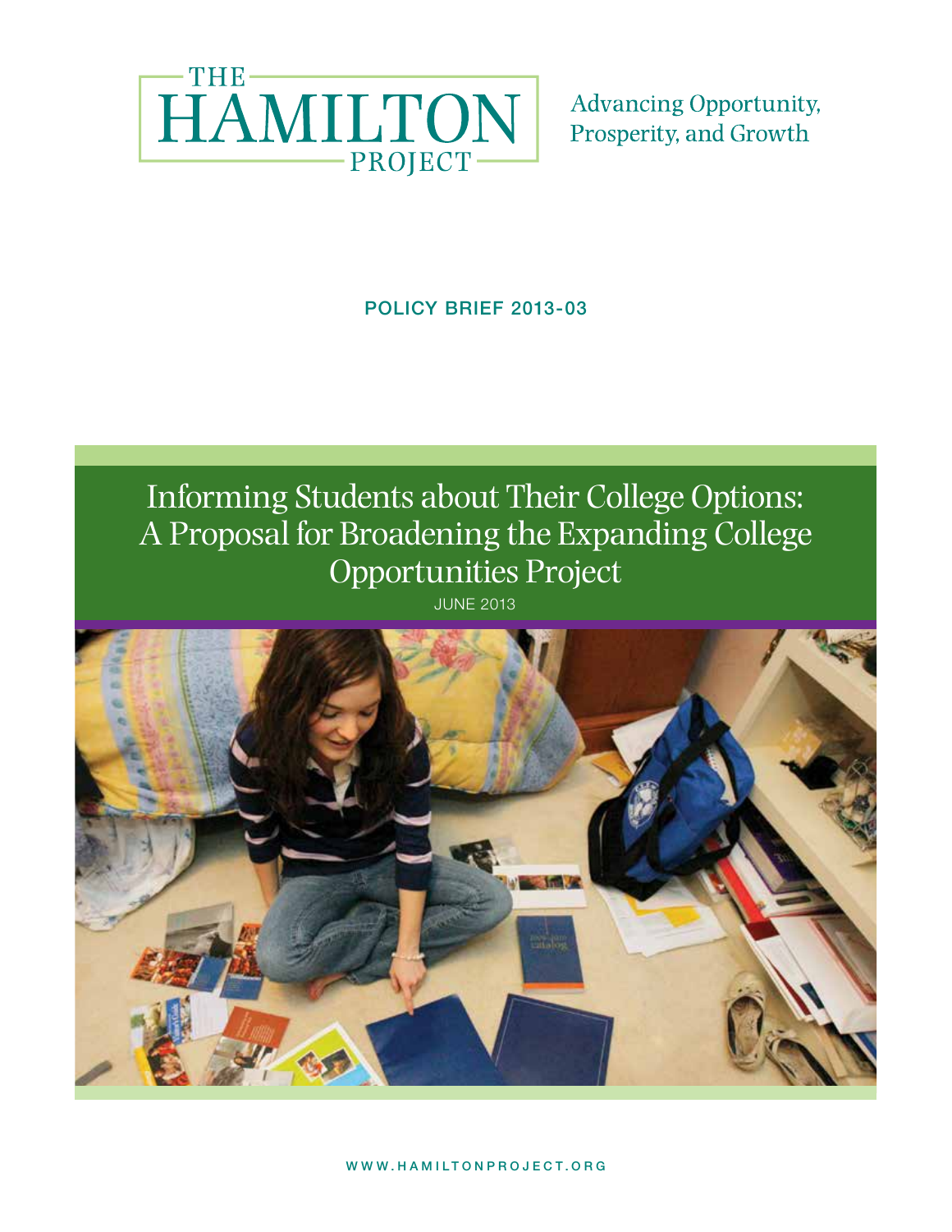THE HAMILTON PROJECT

Advancing Opportunity, Prosperity, and Growth

POLICY BRIEF 2013-03

# Informing Students about Their College Options: A Proposal for Broadening the Expanding College Opportunities Project

JUNE 2013

WWW.HAMILTONPROJECT.ORG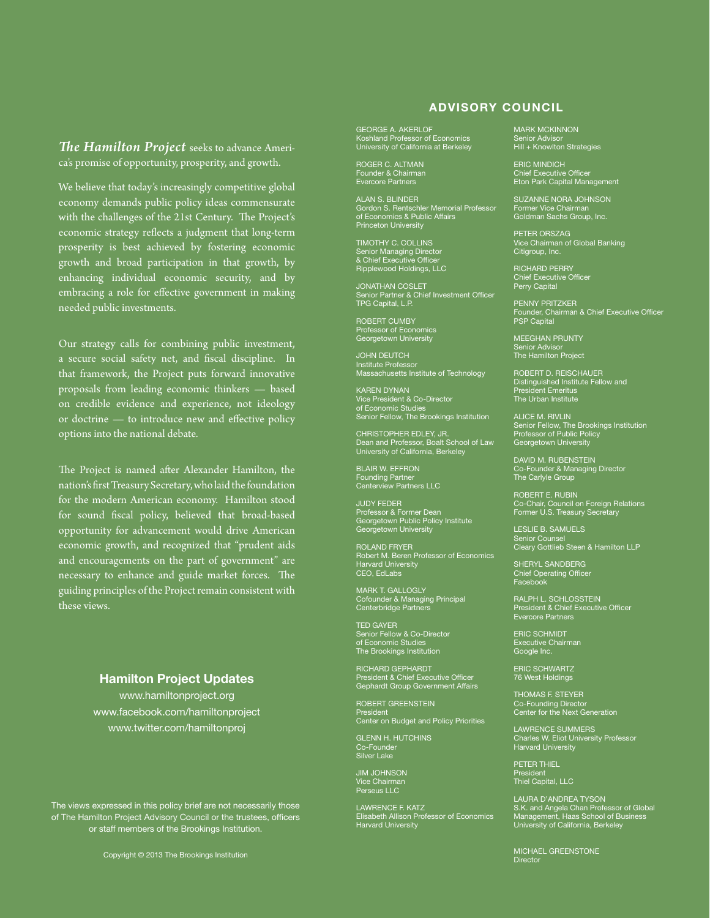*The Hamilton Project* seeks to advance America's promise of opportunity, prosperity, and growth.

We believe that today's increasingly competitive global economy demands public policy ideas commensurate with the challenges of the 21st Century. The Project's economic strategy reflects a judgment that long-term prosperity is best achieved by fostering economic growth and broad participation in that growth, by enhancing individual economic security, and by embracing a role for effective government in making needed public investments.

Our strategy calls for combining public investment, a secure social safety net, and fiscal discipline. In that framework, the Project puts forward innovative proposals from leading economic thinkers — based on credible evidence and experience, not ideology or doctrine — to introduce new and effective policy options into the national debate.

The Project is named after Alexander Hamilton, the nation's first Treasury Secretary, who laid the foundation for the modern American economy. Hamilton stood for sound fiscal policy, believed that broad-based opportunity for advancement would drive American economic growth, and recognized that "prudent aids and encouragements on the part of government" are necessary to enhance and guide market forces. The guiding principles of the Project remain consistent with these views.

## ADVISORY COUNCIL

GEORGE A. AKERLOF
Koshland Professor of Economics
University of California at Berkeley

ROGER C. ALTMAN
Founder & Chairman
Evercore Partners

ALAN S. BLINDER
Gordon S. Rentschler Memorial Professor of Economics & Public Affairs
Princeton University

TIMOTHY C. COLLINS
Senior Managing Director & Chief Executive Officer
Ripplewood Holdings, LLC

JONATHAN COSLET
Senior Partner & Chief Investment Officer
TPG Capital, L.P.

ROBERT CUMBY
Professor of Economics
Georgetown University

JOHN DEUTCH
Institute Professor
Massachusetts Institute of Technology

KAREN DYNAN
Vice President & Co-Director of Economic Studies
Senior Fellow, The Brookings Institution

CHRISTOPHER EDLEY, JR.
Dean and Professor, Boalt School of Law
University of California, Berkeley

BLAIR W. EFFRON
Founding Partner
Centerview Partners LLC

JUDY FEDER
Professor & Former Dean
Georgetown Public Policy Institute
Georgetown University

ROLAND FRYER
Robert M. Beren Professor of Economics
Harvard University
CEO, EdLabs

MARK T. GALLOGLY
Cofounder & Managing Principal
Centerbridge Partners

TED GAYER
Senior Fellow & Co-Director of Economic Studies
The Brookings Institution

RICHARD GEPHARDT
President & Chief Executive Officer
Gephardt Group Government Affairs

ROBERT GREENSTEIN
President
Center on Budget and Policy Priorities

GLENN H. HUTCHINS
Co-Founder
Silver Lake

JIM JOHNSON
Vice Chairman
Perseus LLC

LAWRENCE F. KATZ
Elisabeth Allison Professor of Economics
Harvard University

MARK MCKINNON
Senior Advisor
Hill + Knowlton Strategies

ERIC MINDICH
Chief Executive Officer
Eton Park Capital Management

SUZANNE NORA JOHNSON
Former Vice Chairman
Goldman Sachs Group, Inc.

PETER ORSZAG
Vice Chairman of Global Banking
Citigroup, Inc.

RICHARD PERRY
Chief Executive Officer
Perry Capital

PENNY PRITZKER
Founder, Chairman & Chief Executive Officer
PSP Capital

MEEGHAN PRUNTY
Senior Advisor
The Hamilton Project

ROBERT D. REISCHAUER
Distinguished Institute Fellow and President Emeritus
The Urban Institute

ALICE M. RIVLIN
Senior Fellow, The Brookings Institution
Professor of Public Policy
Georgetown University

DAVID M. RUBENSTEIN
Co-Founder & Managing Director
The Carlyle Group

ROBERT E. RUBIN
Co-Chair, Council on Foreign Relations
Former U.S. Treasury Secretary

LESLIE B. SAMUELS
Senior Counsel
Cleary Gottlieb Steen & Hamilton LLP

SHERYL SANDBERG
Chief Operating Officer
Facebook

RALPH L. SCHLOSSTEIN
President & Chief Executive Officer
Evercore Partners

ERIC SCHMIDT
Executive Chairman
Google Inc.

ERIC SCHWARTZ
76 West Holdings

THOMAS F. STEYER
Co-Founding Director
Center for the Next Generation

LAWRENCE SUMMERS
Charles W. Eliot University Professor
Harvard University

PETER THIEL
President
Thiel Capital, LLC

LAURA D'ANDREA TYSON
S.K. and Angela Chan Professor of Global Management, Haas School of Business
University of California, Berkeley

MICHAEL GREENSTONE
Director

### Hamilton Project Updates

www.hamiltonproject.org
www.facebook.com/hamiltonproject
www.twitter.com/hamiltonproj

The views expressed in this policy brief are not necessarily those of The Hamilton Project Advisory Council or the trustees, officers or staff members of the Brookings Institution.

Copyright © 2013 The Brookings Institution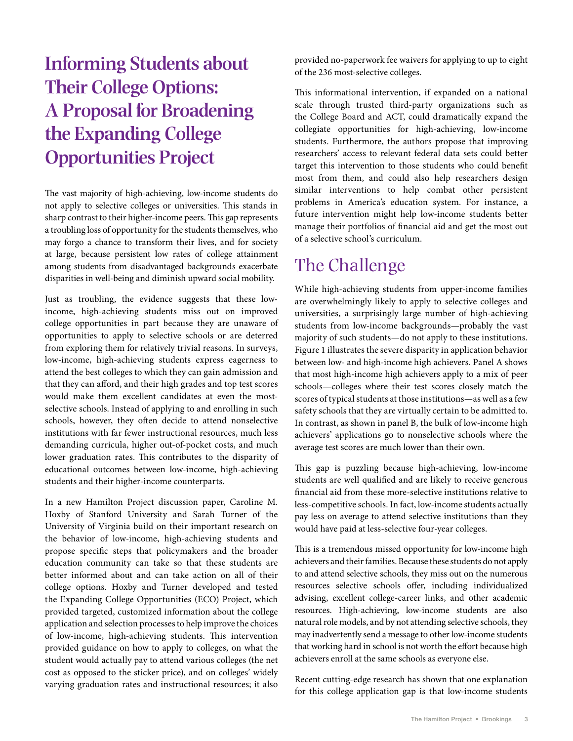# Informing Students about Their College Options: A Proposal for Broadening the Expanding College Opportunities Project

The vast majority of high-achieving, low-income students do not apply to selective colleges or universities. This stands in sharp contrast to their higher-income peers. This gap represents a troubling loss of opportunity for the students themselves, who may forgo a chance to transform their lives, and for society at large, because persistent low rates of college attainment among students from disadvantaged backgrounds exacerbate disparities in well-being and diminish upward social mobility.

Just as troubling, the evidence suggests that these low-income, high-achieving students miss out on improved college opportunities in part because they are unaware of opportunities to apply to selective schools or are deterred from exploring them for relatively trivial reasons. In surveys, low-income, high-achieving students express eagerness to attend the best colleges to which they can gain admission and that they can afford, and their high grades and top test scores would make them excellent candidates at even the most-selective schools. Instead of applying to and enrolling in such schools, however, they often decide to attend nonselective institutions with far fewer instructional resources, much less demanding curricula, higher out-of-pocket costs, and much lower graduation rates. This contributes to the disparity of educational outcomes between low-income, high-achieving students and their higher-income counterparts.

In a new Hamilton Project discussion paper, Caroline M. Hoxby of Stanford University and Sarah Turner of the University of Virginia build on their important research on the behavior of low-income, high-achieving students and propose specific steps that policymakers and the broader education community can take so that these students are better informed about and can take action on all of their college options. Hoxby and Turner developed and tested the Expanding College Opportunities (ECO) Project, which provided targeted, customized information about the college application and selection processes to help improve the choices of low-income, high-achieving students. This intervention provided guidance on how to apply to colleges, on what the student would actually pay to attend various colleges (the net cost as opposed to the sticker price), and on colleges' widely varying graduation rates and instructional resources; it also provided no-paperwork fee waivers for applying to up to eight of the 236 most-selective colleges.

This informational intervention, if expanded on a national scale through trusted third-party organizations such as the College Board and ACT, could dramatically expand the collegiate opportunities for high-achieving, low-income students. Furthermore, the authors propose that improving researchers' access to relevant federal data sets could better target this intervention to those students who could benefit most from them, and could also help researchers design similar interventions to help combat other persistent problems in America's education system. For instance, a future intervention might help low-income students better manage their portfolios of financial aid and get the most out of a selective school's curriculum.

## The Challenge

While high-achieving students from upper-income families are overwhelmingly likely to apply to selective colleges and universities, a surprisingly large number of high-achieving students from low-income backgrounds—probably the vast majority of such students—do not apply to these institutions. Figure 1 illustrates the severe disparity in application behavior between low- and high-income high achievers. Panel A shows that most high-income high achievers apply to a mix of peer schools—colleges where their test scores closely match the scores of typical students at those institutions—as well as a few safety schools that they are virtually certain to be admitted to. In contrast, as shown in panel B, the bulk of low-income high achievers' applications go to nonselective schools where the average test scores are much lower than their own.

This gap is puzzling because high-achieving, low-income students are well qualified and are likely to receive generous financial aid from these more-selective institutions relative to less-competitive schools. In fact, low-income students actually pay less on average to attend selective institutions than they would have paid at less-selective four-year colleges.

This is a tremendous missed opportunity for low-income high achievers and their families. Because these students do not apply to and attend selective schools, they miss out on the numerous resources selective schools offer, including individualized advising, excellent college-career links, and other academic resources. High-achieving, low-income students are also natural role models, and by not attending selective schools, they may inadvertently send a message to other low-income students that working hard in school is not worth the effort because high achievers enroll at the same schools as everyone else.

Recent cutting-edge research has shown that one explanation for this college application gap is that low-income students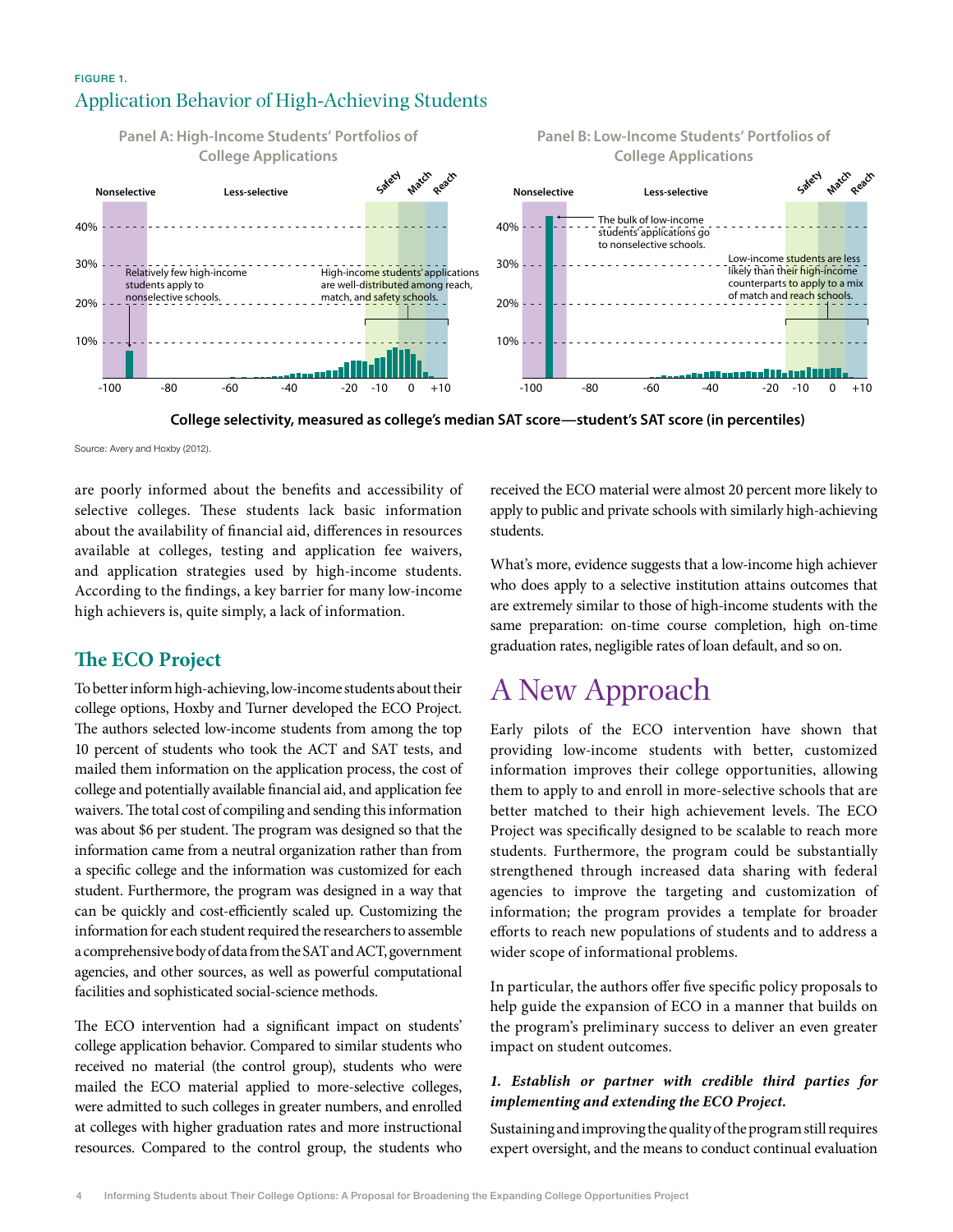FIGURE 1.

Application Behavior of High-Achieving Students

Panel A: High-Income Students' Portfolios of College Applications

Nonselective | Less-selective | Safety | Match | Reach

Relatively few high-income students apply to nonselective schools.

High-income students' applications are well-distributed among reach, match, and safety schools.

Panel B: Low-Income Students' Portfolios of College Applications

Nonselective | Less-selective | Safety | Match | Reach

The bulk of low-income students' applications go to nonselective schools.

Low-income students are less likely than their high-income counterparts to apply to a mix of match and reach schools.

**College selectivity, measured as college's median SAT score—student's SAT score (in percentiles)**

Source: Avery and Hoxby (2012).

are poorly informed about the benefits and accessibility of selective colleges. These students lack basic information about the availability of financial aid, differences in resources available at colleges, testing and application fee waivers, and application strategies used by high-income students. According to the findings, a key barrier for many low-income high achievers is, quite simply, a lack of information.

## The ECO Project

To better inform high-achieving, low-income students about their college options, Hoxby and Turner developed the ECO Project. The authors selected low-income students from among the top 10 percent of students who took the ACT and SAT tests, and mailed them information on the application process, the cost of college and potentially available financial aid, and application fee waivers. The total cost of compiling and sending this information was about $6 per student. The program was designed so that the information came from a neutral organization rather than from a specific college and the information was customized for each student. Furthermore, the program was designed in a way that can be quickly and cost-efficiently scaled up. Customizing the information for each student required the researchers to assemble a comprehensive body of data from the SAT and ACT, government agencies, and other sources, as well as powerful computational facilities and sophisticated social-science methods.

The ECO intervention had a significant impact on students' college application behavior. Compared to similar students who received no material (the control group), students who were mailed the ECO material applied to more-selective colleges, were admitted to such colleges in greater numbers, and enrolled at colleges with higher graduation rates and more instructional resources. Compared to the control group, the students who received the ECO material were almost 20 percent more likely to apply to public and private schools with similarly high-achieving students.

What's more, evidence suggests that a low-income high achiever who does apply to a selective institution attains outcomes that are extremely similar to those of high-income students with the same preparation: on-time course completion, high on-time graduation rates, negligible rates of loan default, and so on.

# A New Approach

Early pilots of the ECO intervention have shown that providing low-income students with better, customized information improves their college opportunities, allowing them to apply to and enroll in more-selective schools that are better matched to their high achievement levels. The ECO Project was specifically designed to be scalable to reach more students. Furthermore, the program could be substantially strengthened through increased data sharing with federal agencies to improve the targeting and customization of information; the program provides a template for broader efforts to reach new populations of students and to address a wider scope of informational problems.

In particular, the authors offer five specific policy proposals to help guide the expansion of ECO in a manner that builds on the program's preliminary success to deliver an even greater impact on student outcomes.

***1. Establish or partner with credible third parties for implementing and extending the ECO Project.***

Sustaining and improving the quality of the program still requires expert oversight, and the means to conduct continual evaluation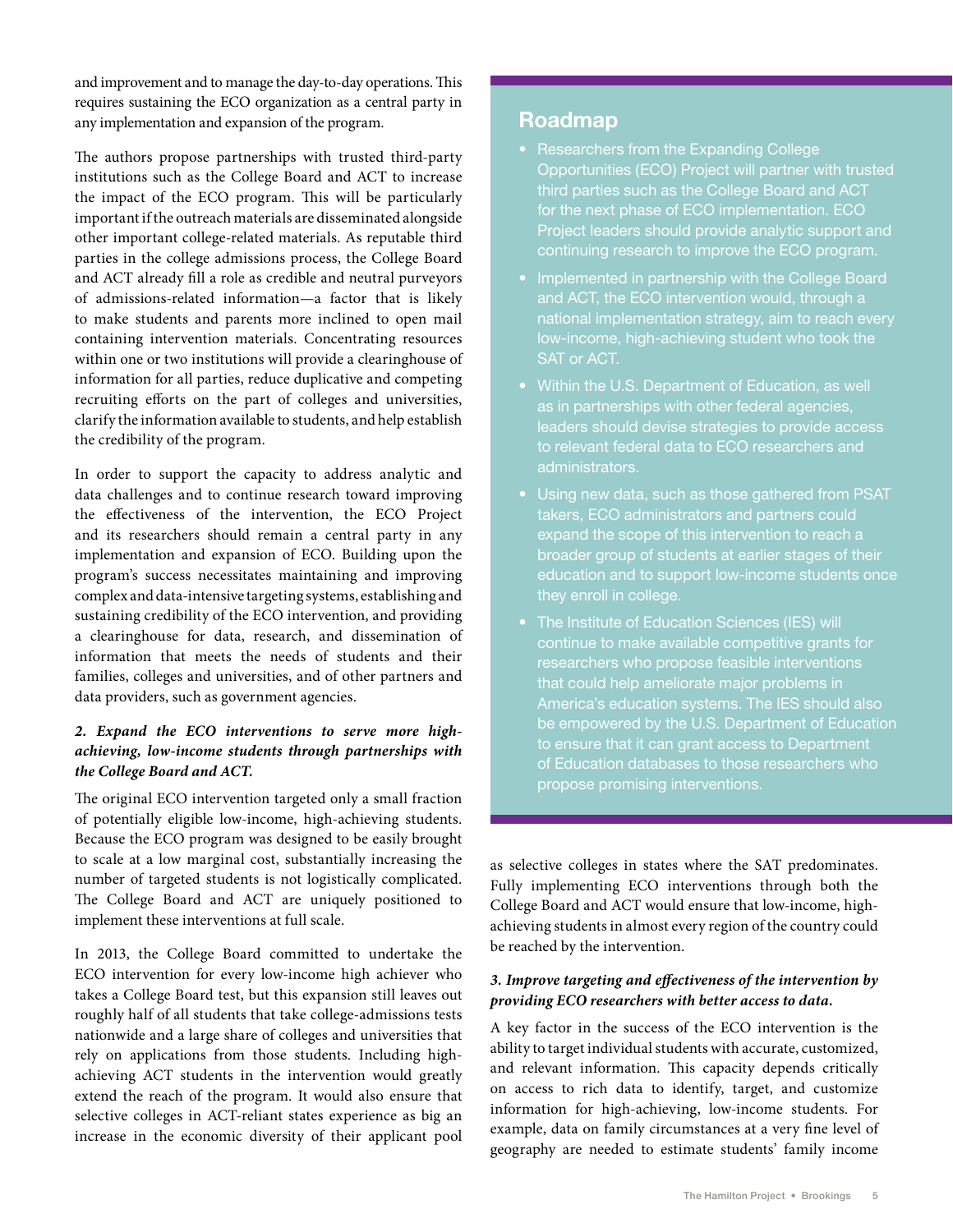and improvement and to manage the day-to-day operations. This requires sustaining the ECO organization as a central party in any implementation and expansion of the program.

The authors propose partnerships with trusted third-party institutions such as the College Board and ACT to increase the impact of the ECO program. This will be particularly important if the outreach materials are disseminated alongside other important college-related materials. As reputable third parties in the college admissions process, the College Board and ACT already fill a role as credible and neutral purveyors of admissions-related information—a factor that is likely to make students and parents more inclined to open mail containing intervention materials. Concentrating resources within one or two institutions will provide a clearinghouse of information for all parties, reduce duplicative and competing recruiting efforts on the part of colleges and universities, clarify the information available to students, and help establish the credibility of the program.

In order to support the capacity to address analytic and data challenges and to continue research toward improving the effectiveness of the intervention, the ECO Project and its researchers should remain a central party in any implementation and expansion of ECO. Building upon the program's success necessitates maintaining and improving complex and data-intensive targeting systems, establishing and sustaining credibility of the ECO intervention, and providing a clearinghouse for data, research, and dissemination of information that meets the needs of students and their families, colleges and universities, and of other partners and data providers, such as government agencies.

***2. Expand the ECO interventions to serve more high-achieving, low-income students through partnerships with the College Board and ACT.***

The original ECO intervention targeted only a small fraction of potentially eligible low-income, high-achieving students. Because the ECO program was designed to be easily brought to scale at a low marginal cost, substantially increasing the number of targeted students is not logistically complicated. The College Board and ACT are uniquely positioned to implement these interventions at full scale.

In 2013, the College Board committed to undertake the ECO intervention for every low-income high achiever who takes a College Board test, but this expansion still leaves out roughly half of all students that take college-admissions tests nationwide and a large share of colleges and universities that rely on applications from those students. Including high-achieving ACT students in the intervention would greatly extend the reach of the program. It would also ensure that selective colleges in ACT-reliant states experience as big an increase in the economic diversity of their applicant pool as selective colleges in states where the SAT predominates. Fully implementing ECO interventions through both the College Board and ACT would ensure that low-income, high-achieving students in almost every region of the country could be reached by the intervention.

## Roadmap

- Researchers from the Expanding College Opportunities (ECO) Project will partner with trusted third parties such as the College Board and ACT for the next phase of ECO implementation. ECO Project leaders should provide analytic support and continuing research to improve the ECO program.
- Implemented in partnership with the College Board and ACT, the ECO intervention would, through a national implementation strategy, aim to reach every low-income, high-achieving student who took the SAT or ACT.
- Within the U.S. Department of Education, as well as in partnerships with other federal agencies, leaders should devise strategies to provide access to relevant federal data to ECO researchers and administrators.
- Using new data, such as those gathered from PSAT takers, ECO administrators and partners could expand the scope of this intervention to reach a broader group of students at earlier stages of their education and to support low-income students once they enroll in college.
- The Institute of Education Sciences (IES) will continue to make available competitive grants for researchers who propose feasible interventions that could help ameliorate major problems in America's education systems. The IES should also be empowered by the U.S. Department of Education to ensure that it can grant access to Department of Education databases to those researchers who propose promising interventions.

***3. Improve targeting and effectiveness of the intervention by providing ECO researchers with better access to data.***

A key factor in the success of the ECO intervention is the ability to target individual students with accurate, customized, and relevant information. This capacity depends critically on access to rich data to identify, target, and customize information for high-achieving, low-income students. For example, data on family circumstances at a very fine level of geography are needed to estimate students' family income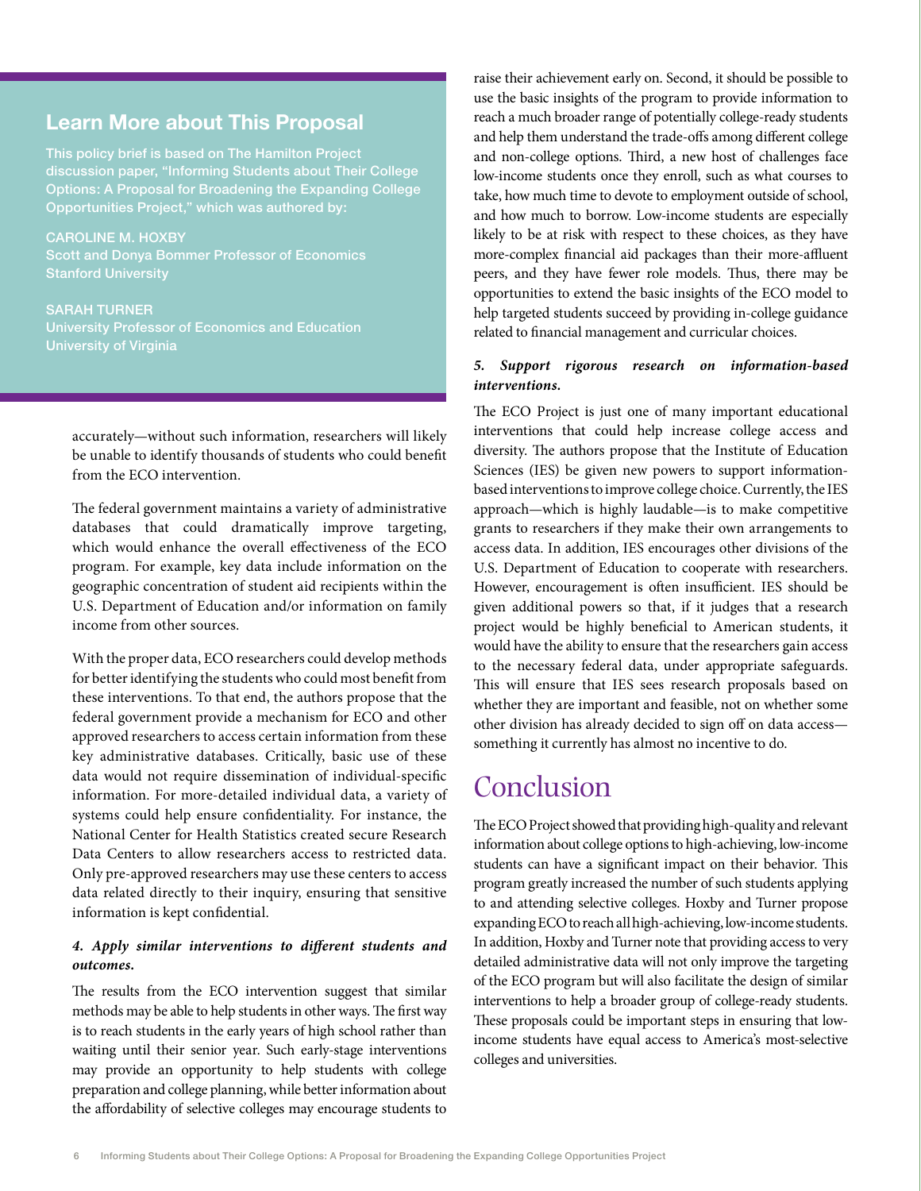## Learn More about This Proposal

This policy brief is based on The Hamilton Project discussion paper, "Informing Students about Their College Options: A Proposal for Broadening the Expanding College Opportunities Project," which was authored by:

CAROLINE M. HOXBY
Scott and Donya Bommer Professor of Economics
Stanford University

SARAH TURNER
University Professor of Economics and Education
University of Virginia

accurately—without such information, researchers will likely be unable to identify thousands of students who could benefit from the ECO intervention.

The federal government maintains a variety of administrative databases that could dramatically improve targeting, which would enhance the overall effectiveness of the ECO program. For example, key data include information on the geographic concentration of student aid recipients within the U.S. Department of Education and/or information on family income from other sources.

With the proper data, ECO researchers could develop methods for better identifying the students who could most benefit from these interventions. To that end, the authors propose that the federal government provide a mechanism for ECO and other approved researchers to access certain information from these key administrative databases. Critically, basic use of these data would not require dissemination of individual-specific information. For more-detailed individual data, a variety of systems could help ensure confidentiality. For instance, the National Center for Health Statistics created secure Research Data Centers to allow researchers access to restricted data. Only pre-approved researchers may use these centers to access data related directly to their inquiry, ensuring that sensitive information is kept confidential.

***4. Apply similar interventions to different students and outcomes.***

The results from the ECO intervention suggest that similar methods may be able to help students in other ways. The first way is to reach students in the early years of high school rather than waiting until their senior year. Such early-stage interventions may provide an opportunity to help students with college preparation and college planning, while better information about the affordability of selective colleges may encourage students to raise their achievement early on. Second, it should be possible to use the basic insights of the program to provide information to reach a much broader range of potentially college-ready students and help them understand the trade-offs among different college and non-college options. Third, a new host of challenges face low-income students once they enroll, such as what courses to take, how much time to devote to employment outside of school, and how much to borrow. Low-income students are especially likely to be at risk with respect to these choices, as they have more-complex financial aid packages than their more-affluent peers, and they have fewer role models. Thus, there may be opportunities to extend the basic insights of the ECO model to help targeted students succeed by providing in-college guidance related to financial management and curricular choices.

***5. Support rigorous research on information-based interventions.***

The ECO Project is just one of many important educational interventions that could help increase college access and diversity. The authors propose that the Institute of Education Sciences (IES) be given new powers to support information-based interventions to improve college choice. Currently, the IES approach—which is highly laudable—is to make competitive grants to researchers if they make their own arrangements to access data. In addition, IES encourages other divisions of the U.S. Department of Education to cooperate with researchers. However, encouragement is often insufficient. IES should be given additional powers so that, if it judges that a research project would be highly beneficial to American students, it would have the ability to ensure that the researchers gain access to the necessary federal data, under appropriate safeguards. This will ensure that IES sees research proposals based on whether they are important and feasible, not on whether some other division has already decided to sign off on data access—something it currently has almost no incentive to do.

# Conclusion

The ECO Project showed that providing high-quality and relevant information about college options to high-achieving, low-income students can have a significant impact on their behavior. This program greatly increased the number of such students applying to and attending selective colleges. Hoxby and Turner propose expanding ECO to reach all high-achieving, low-income students. In addition, Hoxby and Turner note that providing access to very detailed administrative data will not only improve the targeting of the ECO program but will also facilitate the design of similar interventions to help a broader group of college-ready students. These proposals could be important steps in ensuring that low-income students have equal access to America's most-selective colleges and universities.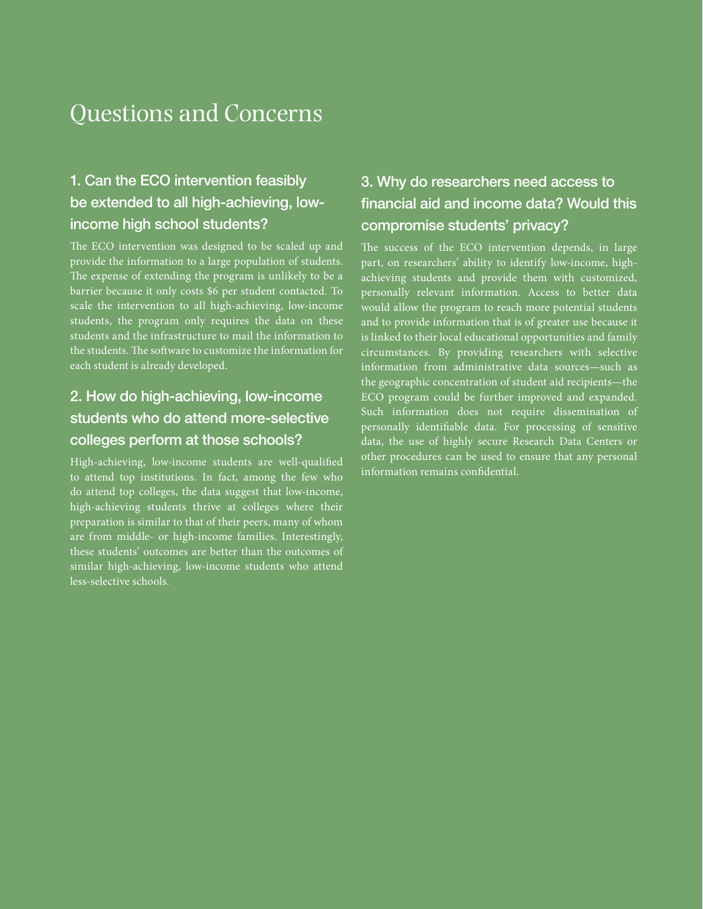# Questions and Concerns

## 1. Can the ECO intervention feasibly be extended to all high-achieving, low-income high school students?

The ECO intervention was designed to be scaled up and provide the information to a large population of students. The expense of extending the program is unlikely to be a barrier because it only costs $6 per student contacted. To scale the intervention to all high-achieving, low-income students, the program only requires the data on these students and the infrastructure to mail the information to the students. The software to customize the information for each student is already developed.

## 2. How do high-achieving, low-income students who do attend more-selective colleges perform at those schools?

High-achieving, low-income students are well-qualified to attend top institutions. In fact, among the few who do attend top colleges, the data suggest that low-income, high-achieving students thrive at colleges where their preparation is similar to that of their peers, many of whom are from middle- or high-income families. Interestingly, these students' outcomes are better than the outcomes of similar high-achieving, low-income students who attend less-selective schools.

## 3. Why do researchers need access to financial aid and income data? Would this compromise students' privacy?

The success of the ECO intervention depends, in large part, on researchers' ability to identify low-income, high-achieving students and provide them with customized, personally relevant information. Access to better data would allow the program to reach more potential students and to provide information that is of greater use because it is linked to their local educational opportunities and family circumstances. By providing researchers with selective information from administrative data sources—such as the geographic concentration of student aid recipients—the ECO program could be further improved and expanded. Such information does not require dissemination of personally identifiable data. For processing of sensitive data, the use of highly secure Research Data Centers or other procedures can be used to ensure that any personal information remains confidential.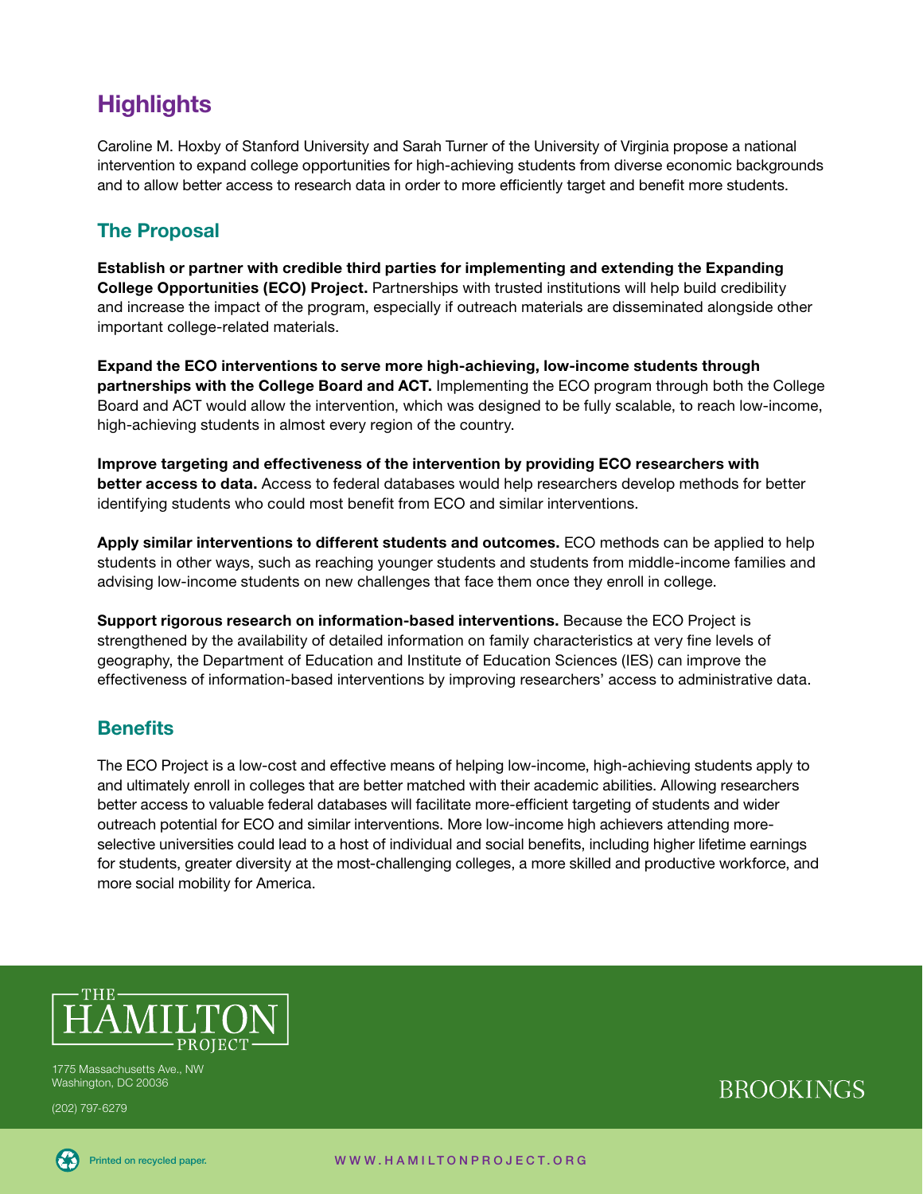## Highlights

Caroline M. Hoxby of Stanford University and Sarah Turner of the University of Virginia propose a national intervention to expand college opportunities for high-achieving students from diverse economic backgrounds and to allow better access to research data in order to more efficiently target and benefit more students.

### The Proposal

**Establish or partner with credible third parties for implementing and extending the Expanding College Opportunities (ECO) Project.** Partnerships with trusted institutions will help build credibility and increase the impact of the program, especially if outreach materials are disseminated alongside other important college-related materials.

**Expand the ECO interventions to serve more high-achieving, low-income students through partnerships with the College Board and ACT.** Implementing the ECO program through both the College Board and ACT would allow the intervention, which was designed to be fully scalable, to reach low-income, high-achieving students in almost every region of the country.

**Improve targeting and effectiveness of the intervention by providing ECO researchers with better access to data.** Access to federal databases would help researchers develop methods for better identifying students who could most benefit from ECO and similar interventions.

**Apply similar interventions to different students and outcomes.** ECO methods can be applied to help students in other ways, such as reaching younger students and students from middle-income families and advising low-income students on new challenges that face them once they enroll in college.

**Support rigorous research on information-based interventions.** Because the ECO Project is strengthened by the availability of detailed information on family characteristics at very fine levels of geography, the Department of Education and Institute of Education Sciences (IES) can improve the effectiveness of information-based interventions by improving researchers' access to administrative data.

### Benefits

The ECO Project is a low-cost and effective means of helping low-income, high-achieving students apply to and ultimately enroll in colleges that are better matched with their academic abilities. Allowing researchers better access to valuable federal databases will facilitate more-efficient targeting of students and wider outreach potential for ECO and similar interventions. More low-income high achievers attending more-selective universities could lead to a host of individual and social benefits, including higher lifetime earnings for students, greater diversity at the most-challenging colleges, a more skilled and productive workforce, and more social mobility for America.

THE HAMILTON PROJECT

1775 Massachusetts Ave., NW
Washington, DC 20036

(202) 797-6279

BROOKINGS

Printed on recycled paper.

WWW.HAMILTONPROJECT.ORG